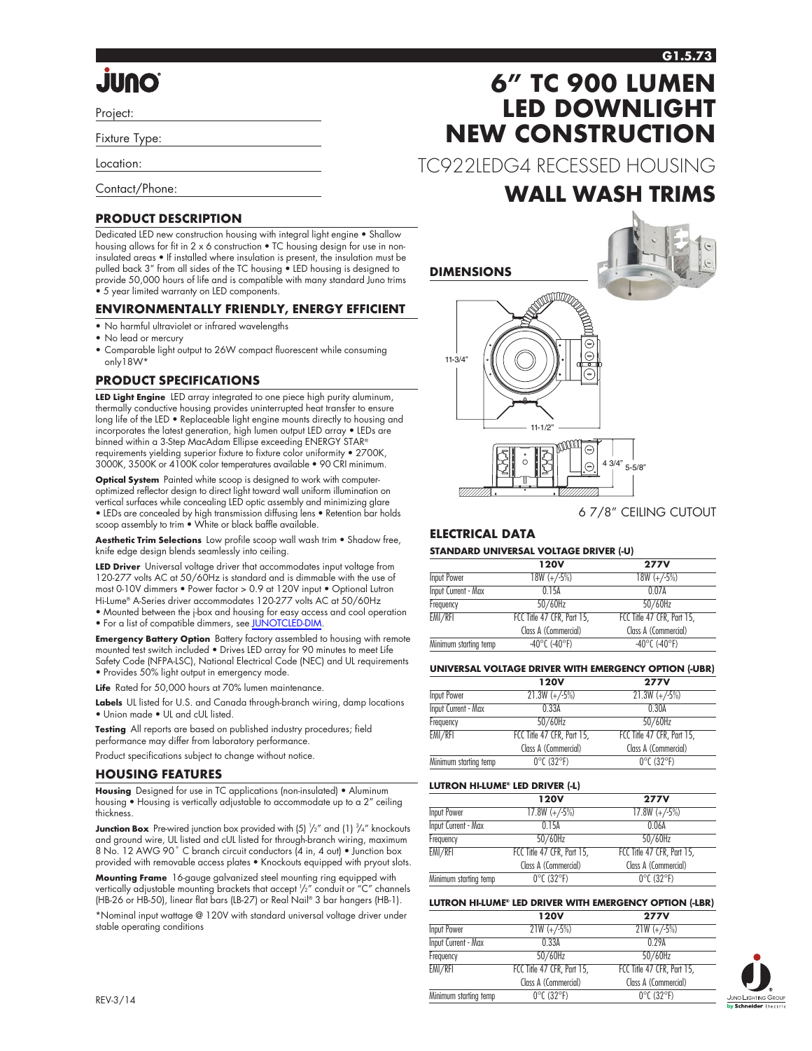# 6" TC 900 LUMEN LED DOWNLIGHT NEW CONSTRUCTION

TC922LEDG4 RECESSED HOUSING

## WALL WASH TRIMS

Project:

Fixture Type:

Location:

Contact/Phone:

## PRODUCT DESCRIPTION

Dedicated LED new construction housing with integral light engine • Shallow housing allows for fit in 2 x 6 construction • TC housing design for use in non-insulated areas • If installed where insulation is present, the insulation must be pulled back 3" from all sides of the TC housing • LED housing is designed to provide 50,000 hours of life and is compatible with many standard Juno trims • 5 year limited warranty on LED components.

## ENVIRONMENTALLY FRIENDLY, ENERGY EFFICIENT

- No harmful ultraviolet or infrared wavelengths
- No lead or mercury
- Comparable light output to 26W compact fluorescent while consuming only18W*

## PRODUCT SPECIFICATIONS

**LED Light Engine** LED array integrated to one piece high purity aluminum, thermally conductive housing provides uninterrupted heat transfer to ensure long life of the LED • Replaceable light engine mounts directly to housing and incorporates the latest generation, high lumen output LED array • LEDs are binned within a 3-Step MacAdam Ellipse exceeding ENERGY STAR® requirements yielding superior fixture to fixture color uniformity • 2700K, 3000K, 3500K or 4100K color temperatures available • 90 CRI minimum.

**Optical System** Painted white scoop is designed to work with computer-optimized reflector design to direct light toward wall uniform illumination on vertical surfaces while concealing LED optic assembly and minimizing glare • LEDs are concealed by high transmission diffusing lens • Retention bar holds scoop assembly to trim • White or black baffle available.

**Aesthetic Trim Selections** Low profile scoop wall wash trim • Shadow free, knife edge design blends seamlessly into ceiling.

**LED Driver** Universal voltage driver that accommodates input voltage from 120-277 volts AC at 50/60Hz is standard and is dimmable with the use of most 0-10V dimmers • Power factor > 0.9 at 120V input • Optional Lutron Hi-Lume® A-Series driver accommodates 120-277 volts AC at 50/60Hz • Mounted between the j-box and housing for easy access and cool operation • For a list of compatible dimmers, see JUNOTCLED-DIM.

**Emergency Battery Option** Battery factory assembled to housing with remote mounted test switch included • Drives LED array for 90 minutes to meet Life Safety Code (NFPA-LSC), National Electrical Code (NEC) and UL requirements • Provides 50% light output in emergency mode.

**Life** Rated for 50,000 hours at 70% lumen maintenance.

**Labels** UL listed for U.S. and Canada through-branch wiring, damp locations • Union made • UL and cUL listed.

**Testing** All reports are based on published industry procedures; field performance may differ from laboratory performance.

Product specifications subject to change without notice.

## HOUSING FEATURES

**Housing** Designed for use in TC applications (non-insulated) • Aluminum housing • Housing is vertically adjustable to accommodate up to a 2" ceiling thickness.

**Junction Box** Pre-wired junction box provided with (5) 1/2" and (1) 3/4" knockouts and ground wire, UL listed and cUL listed for through-branch wiring, maximum 8 No. 12 AWG 90° C branch circuit conductors (4 in, 4 out) • Junction box provided with removable access plates • Knockouts equipped with pryout slots.

**Mounting Frame** 16-gauge galvanized steel mounting ring equipped with vertically adjustable mounting brackets that accept 1/2" conduit or "C" channels (HB-26 or HB-50), linear flat bars (LB-27) or Real Nail® 3 bar hangers (HB-1).

*Nominal input wattage @ 120V with standard universal voltage driver under stable operating conditions

## DIMENSIONS

11-3/4"

11-1/2"

4 3/4"

5-5/8"

6 7/8" CEILING CUTOUT

## ELECTRICAL DATA

### STANDARD UNIVERSAL VOLTAGE DRIVER (-U)

| | 120V | 277V |
|---|---|---|
| Input Power | 18W (+/-5%) | 18W (+/-5%) |
| Input Current - Max | 0.15A | 0.07A |
| Frequency | 50/60Hz | 50/60Hz |
| EMI/RFI | FCC Title 47 CFR, Part 15, Class A (Commercial) | FCC Title 47 CFR, Part 15, Class A (Commercial) |
| Minimum starting temp | -40°C (-40°F) | -40°C (-40°F) |

### UNIVERSAL VOLTAGE DRIVER WITH EMERGENCY OPTION (-UBR)

| | 120V | 277V |
|---|---|---|
| Input Power | 21.3W (+/-5%) | 21.3W (+/-5%) |
| Input Current - Max | 0.33A | 0.30A |
| Frequency | 50/60Hz | 50/60Hz |
| EMI/RFI | FCC Title 47 CFR, Part 15, Class A (Commercial) | FCC Title 47 CFR, Part 15, Class A (Commercial) |
| Minimum starting temp | 0°C (32°F) | 0°C (32°F) |

### LUTRON HI-LUME® LED DRIVER (-L)

| | 120V | 277V |
|---|---|---|
| Input Power | 17.8W (+/-5%) | 17.8W (+/-5%) |
| Input Current - Max | 0.15A | 0.06A |
| Frequency | 50/60Hz | 50/60Hz |
| EMI/RFI | FCC Title 47 CFR, Part 15, Class A (Commercial) | FCC Title 47 CFR, Part 15, Class A (Commercial) |
| Minimum starting temp | 0°C (32°F) | 0°C (32°F) |

### LUTRON HI-LUME® LED DRIVER WITH EMERGENCY OPTION (-LBR)

| | 120V | 277V |
|---|---|---|
| Input Power | 21W (+/-5%) | 21W (+/-5%) |
| Input Current - Max | 0.33A | 0.29A |
| Frequency | 50/60Hz | 50/60Hz |
| EMI/RFI | FCC Title 47 CFR, Part 15, Class A (Commercial) | FCC Title 47 CFR, Part 15, Class A (Commercial) |
| Minimum starting temp | 0°C (32°F) | 0°C (32°F) |

REV-3/14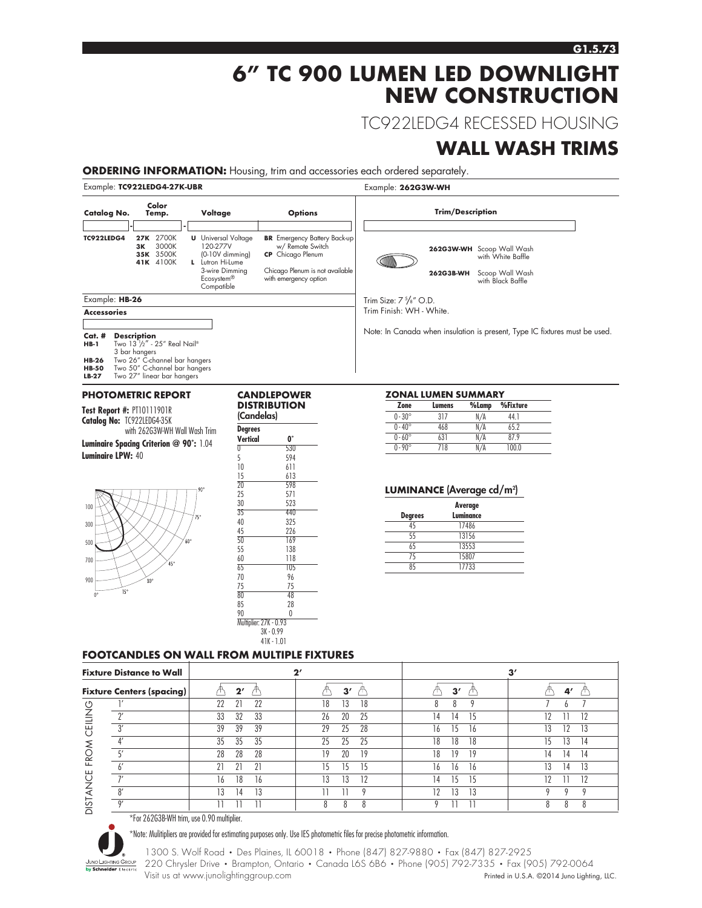G1.5.73

# 6" TC 900 LUMEN LED DOWNLIGHT NEW CONSTRUCTION

TC922LEDG4 RECESSED HOUSING

## WALL WASH TRIMS

**ORDERING INFORMATION:** Housing, trim and accessories each ordered separately.

Example: **TC922LEDG4-27K-UBR**

| Catalog No. | Color Temp. | Voltage | Options |
|---|---|---|---|
| TC922LEDG4 | **27K** 2700K<br>**3K** 3000K<br>**35K** 3500K<br>**41K** 4100K | **U** Universal Voltage 120-277V (0-10V dimming)<br>**L** Lutron Hi-Lume 3-wire Dimming Ecosystem® Compatible | **BR** Emergency Battery Back-up w/ Remote Switch<br>**CP** Chicago Plenum<br>Chicago Plenum is not available with emergency option |

Example: **HB-26**

**Accessories**

| Cat. # | Description |
|---|---|
| **HB-1** | Two 13 1/2" - 25" Real Nail® 3 bar hangers |
| **HB-26** | Two 26" C-channel bar hangers |
| **HB-50** | Two 50" C-channel bar hangers |
| **LB-27** | Two 27" linear bar hangers |

Example: **262G3W-WH**

**Trim/Description**

| | |
|---|---|
| **262G3W-WH** | Scoop Wall Wash with White Baffle |
| **262G3B-WH** | Scoop Wall Wash with Black Baffle |

Trim Size: 7 5/8" O.D.
Trim Finish: WH - White.

Note: In Canada when insulation is present, Type IC fixtures must be used.

## PHOTOMETRIC REPORT

**Test Report #:** PT10111901R
**Catalog No:** TC922LEDG4-35K with 262G3W-WH Wall Wash Trim
**Luminaire Spacing Criterion @ 90°:** 1.04
**Luminaire LPW:** 40

100
300
500
700
900
0°
15°
30°
45°
60°
75°
90°

## CANDLEPOWER DISTRIBUTION (Candelas)

| Degrees Vertical | 0° |
|---|---|
| 0 | 530 |
| 5 | 594 |
| 10 | 611 |
| 15 | 613 |
| 20 | 598 |
| 25 | 571 |
| 30 | 523 |
| 35 | 440 |
| 40 | 325 |
| 45 | 226 |
| 50 | 169 |
| 55 | 138 |
| 60 | 118 |
| 65 | 105 |
| 70 | 96 |
| 75 | 75 |
| 80 | 48 |
| 85 | 28 |
| 90 | 0 |

Multiplier: 27K - 0.93
3K - 0.99
41K - 1.01

## ZONAL LUMEN SUMMARY

| Zone | Lumens | %Lamp | %Fixture |
|---|---|---|---|
| 0 - 30° | 317 | N/A | 44.1 |
| 0 - 40° | 468 | N/A | 65.2 |
| 0 - 60° | 631 | N/A | 87.9 |
| 0 - 90° | 718 | N/A | 100.0 |

## LUMINANCE (Average cd/m²)

| Degrees | Average Luminance |
|---|---|
| 45 | 17486 |
| 55 | 13156 |
| 65 | 13553 |
| 75 | 15807 |
| 85 | 17733 |

## FOOTCANDLES ON WALL FROM MULTIPLE FIXTURES

| Fixture Distance to Wall | 2' | | | | | | 3' | | | | | |
|---|---|---|---|---|---|---|---|---|---|---|---|---|
| Fixture Centers (spacing) | 2' | | | 3' | | | 3' | | | 4' | | |
| Distance from Ceiling 1' | 22 | 21 | 22 | 18 | 13 | 18 | 8 | 8 | 9 | 7 | 6 | 7 |
| 2' | 33 | 32 | 33 | 26 | 20 | 25 | 14 | 14 | 15 | 12 | 11 | 12 |
| 3' | 39 | 39 | 39 | 29 | 25 | 28 | 16 | 15 | 16 | 13 | 12 | 13 |
| 4' | 35 | 35 | 35 | 25 | 25 | 25 | 18 | 18 | 18 | 15 | 13 | 14 |
| 5' | 28 | 28 | 28 | 19 | 20 | 19 | 18 | 19 | 19 | 14 | 14 | 14 |
| 6' | 21 | 21 | 21 | 15 | 15 | 15 | 16 | 16 | 16 | 13 | 14 | 13 |
| 7' | 16 | 18 | 16 | 13 | 13 | 12 | 14 | 15 | 15 | 12 | 11 | 12 |
| 8' | 13 | 14 | 13 | 11 | 11 | 9 | 12 | 13 | 13 | 9 | 9 | 9 |
| 9' | 11 | 11 | 11 | 8 | 8 | 8 | 9 | 11 | 11 | 8 | 8 | 8 |

*For 262G3B-WH trim, use 0.90 multiplier.

*Note: Mulitipliers are provided for estimating purposes only. Use IES photometric files for precise photometric information.

Juno Lighting Group by Schneider Electric

1300 S. Wolf Road • Des Plaines, IL 60018 • Phone (847) 827-9880 • Fax (847) 827-2925
220 Chrysler Drive • Brampton, Ontario • Canada L6S 6B6 • Phone (905) 792-7335 • Fax (905) 792-0064
Visit us at www.junolightinggroup.com

Printed in U.S.A. ©2014 Juno Lighting, LLC.